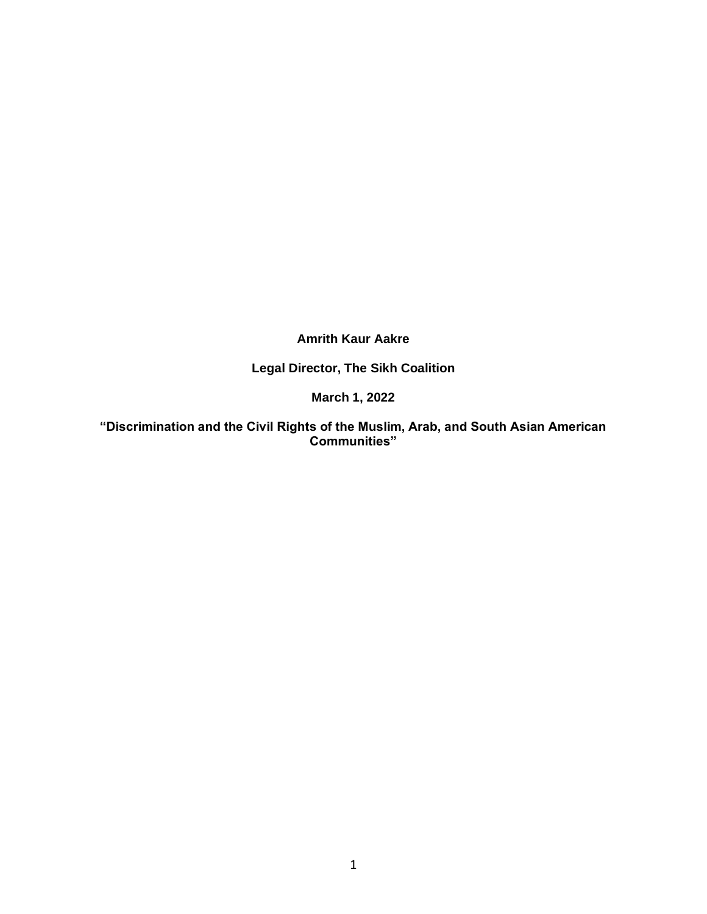**Amrith Kaur Aakre**

**Legal Director, The Sikh Coalition**

**March 1, 2022**

**"Discrimination and the Civil Rights of the Muslim, Arab, and South Asian American Communities"**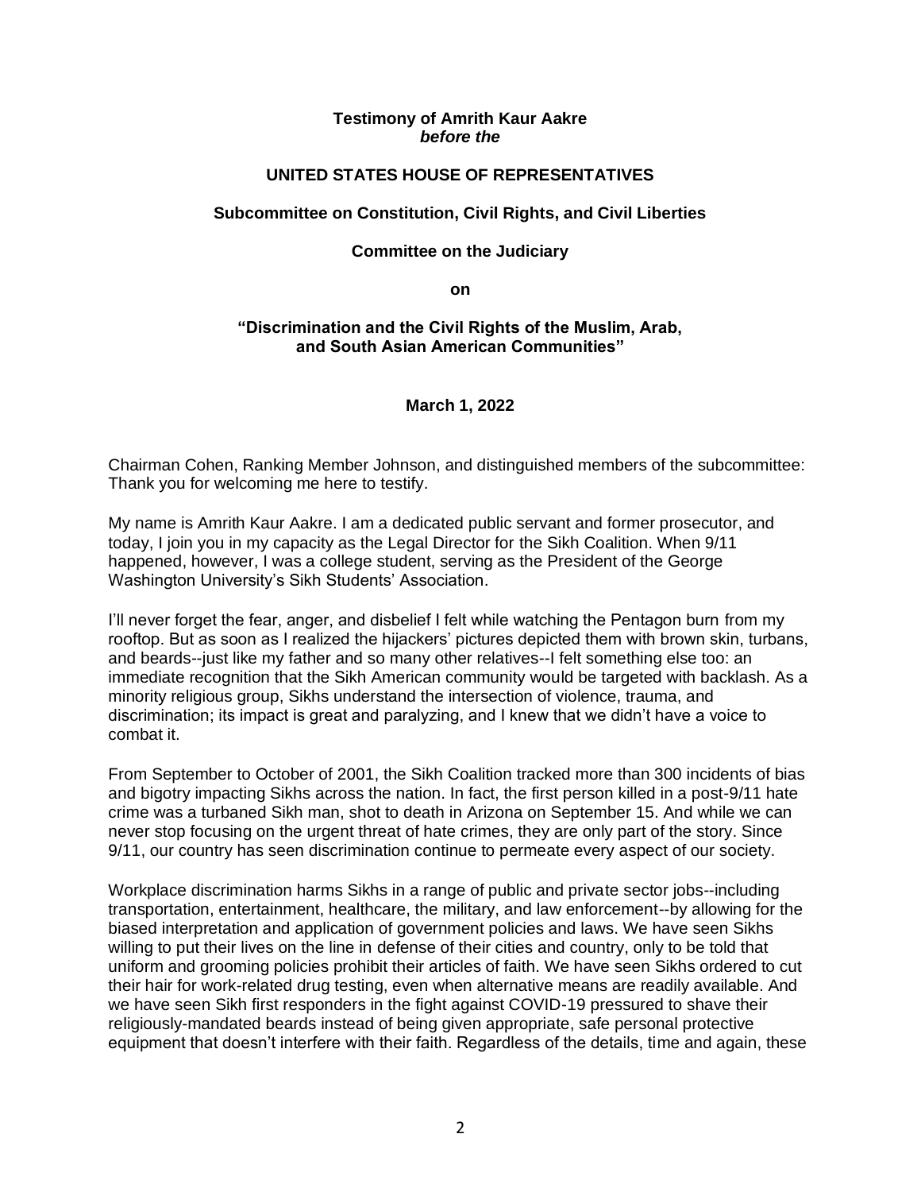**Testimony of Amrith Kaur Aakre**
***before the***

**UNITED STATES HOUSE OF REPRESENTATIVES**

**Subcommittee on Constitution, Civil Rights, and Civil Liberties**

**Committee on the Judiciary**

**on**

**"Discrimination and the Civil Rights of the Muslim, Arab, and South Asian American Communities"**

**March 1, 2022**

Chairman Cohen, Ranking Member Johnson, and distinguished members of the subcommittee: Thank you for welcoming me here to testify.

My name is Amrith Kaur Aakre. I am a dedicated public servant and former prosecutor, and today, I join you in my capacity as the Legal Director for the Sikh Coalition. When 9/11 happened, however, I was a college student, serving as the President of the George Washington University's Sikh Students' Association.

I'll never forget the fear, anger, and disbelief I felt while watching the Pentagon burn from my rooftop. But as soon as I realized the hijackers' pictures depicted them with brown skin, turbans, and beards--just like my father and so many other relatives--I felt something else too: an immediate recognition that the Sikh American community would be targeted with backlash. As a minority religious group, Sikhs understand the intersection of violence, trauma, and discrimination; its impact is great and paralyzing, and I knew that we didn't have a voice to combat it.

From September to October of 2001, the Sikh Coalition tracked more than 300 incidents of bias and bigotry impacting Sikhs across the nation. In fact, the first person killed in a post-9/11 hate crime was a turbaned Sikh man, shot to death in Arizona on September 15. And while we can never stop focusing on the urgent threat of hate crimes, they are only part of the story. Since 9/11, our country has seen discrimination continue to permeate every aspect of our society.

Workplace discrimination harms Sikhs in a range of public and private sector jobs--including transportation, entertainment, healthcare, the military, and law enforcement--by allowing for the biased interpretation and application of government policies and laws. We have seen Sikhs willing to put their lives on the line in defense of their cities and country, only to be told that uniform and grooming policies prohibit their articles of faith. We have seen Sikhs ordered to cut their hair for work-related drug testing, even when alternative means are readily available. And we have seen Sikh first responders in the fight against COVID-19 pressured to shave their religiously-mandated beards instead of being given appropriate, safe personal protective equipment that doesn't interfere with their faith. Regardless of the details, time and again, these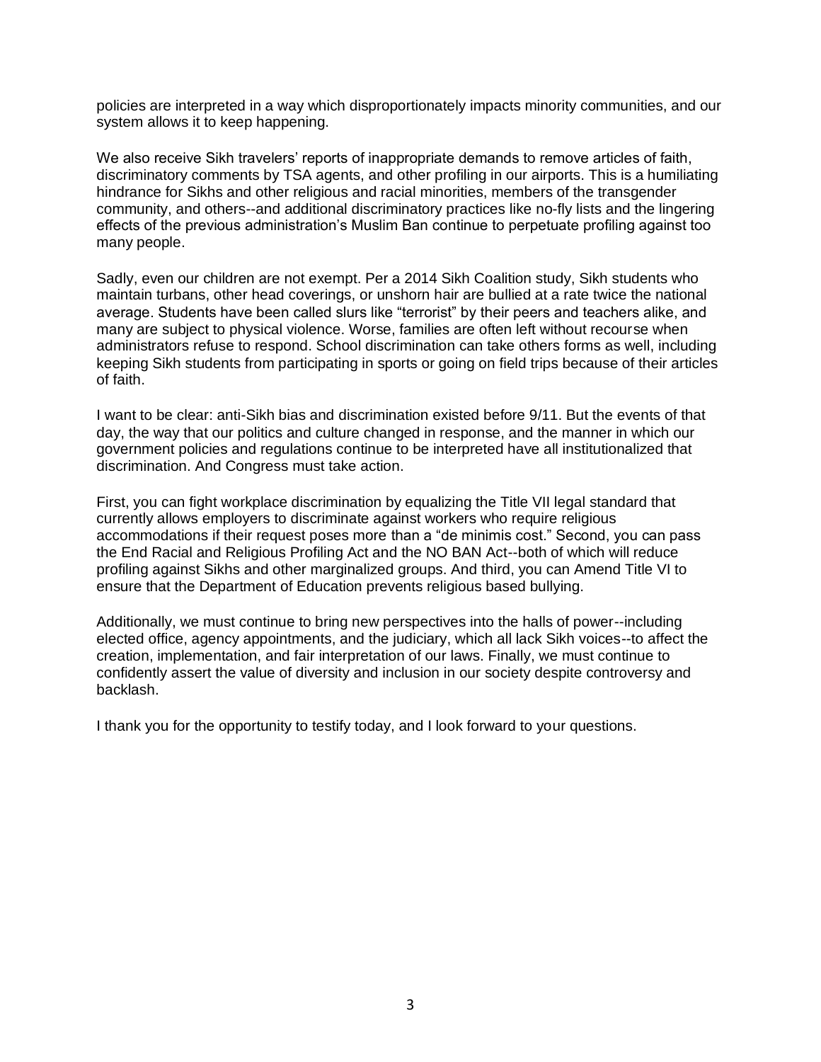policies are interpreted in a way which disproportionately impacts minority communities, and our system allows it to keep happening.

We also receive Sikh travelers' reports of inappropriate demands to remove articles of faith, discriminatory comments by TSA agents, and other profiling in our airports. This is a humiliating hindrance for Sikhs and other religious and racial minorities, members of the transgender community, and others--and additional discriminatory practices like no-fly lists and the lingering effects of the previous administration's Muslim Ban continue to perpetuate profiling against too many people.

Sadly, even our children are not exempt. Per a 2014 Sikh Coalition study, Sikh students who maintain turbans, other head coverings, or unshorn hair are bullied at a rate twice the national average. Students have been called slurs like "terrorist" by their peers and teachers alike, and many are subject to physical violence. Worse, families are often left without recourse when administrators refuse to respond. School discrimination can take others forms as well, including keeping Sikh students from participating in sports or going on field trips because of their articles of faith.

I want to be clear: anti-Sikh bias and discrimination existed before 9/11. But the events of that day, the way that our politics and culture changed in response, and the manner in which our government policies and regulations continue to be interpreted have all institutionalized that discrimination. And Congress must take action.

First, you can fight workplace discrimination by equalizing the Title VII legal standard that currently allows employers to discriminate against workers who require religious accommodations if their request poses more than a "de minimis cost." Second, you can pass the End Racial and Religious Profiling Act and the NO BAN Act--both of which will reduce profiling against Sikhs and other marginalized groups. And third, you can Amend Title VI to ensure that the Department of Education prevents religious based bullying.

Additionally, we must continue to bring new perspectives into the halls of power--including elected office, agency appointments, and the judiciary, which all lack Sikh voices--to affect the creation, implementation, and fair interpretation of our laws. Finally, we must continue to confidently assert the value of diversity and inclusion in our society despite controversy and backlash.

I thank you for the opportunity to testify today, and I look forward to your questions.